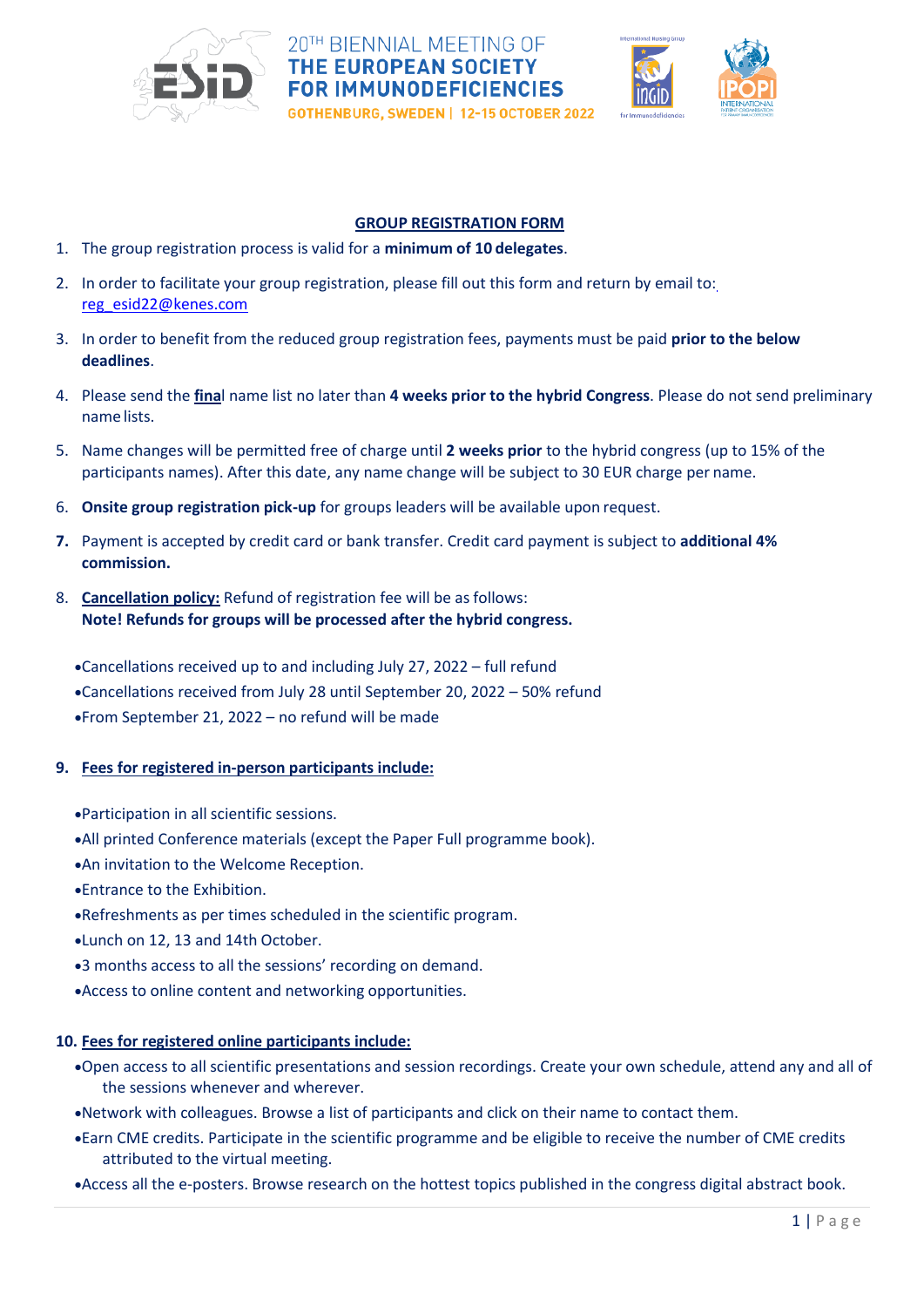20TH BIENNIAL MEETING OF
**THE EUROPEAN SOCIETY FOR IMMUNODEFICIENCIES**
GOTHENBURG, SWEDEN | 12-15 OCTOBER 2022

## GROUP REGISTRATION FORM

1. The group registration process is valid for a **minimum of 10 delegates**.
2. In order to facilitate your group registration, please fill out this form and return by email to: reg_esid22@kenes.com
3. In order to benefit from the reduced group registration fees, payments must be paid **prior to the below deadlines**.
4. Please send the **final** name list no later than **4 weeks prior to the hybrid Congress**. Please do not send preliminary name lists.
5. Name changes will be permitted free of charge until **2 weeks prior** to the hybrid congress (up to 15% of the participants names). After this date, any name change will be subject to 30 EUR charge per name.
6. **Onsite group registration pick-up** for groups leaders will be available upon request.
7. Payment is accepted by credit card or bank transfer. Credit card payment is subject to **additional 4% commission.**
8. **Cancellation policy:** Refund of registration fee will be as follows:
   **Note! Refunds for groups will be processed after the hybrid congress.**

   - Cancellations received up to and including July 27, 2022 – full refund
   - Cancellations received from July 28 until September 20, 2022 – 50% refund
   - From September 21, 2022 – no refund will be made

9. **Fees for registered in-person participants include:**

   - Participation in all scientific sessions.
   - All printed Conference materials (except the Paper Full programme book).
   - An invitation to the Welcome Reception.
   - Entrance to the Exhibition.
   - Refreshments as per times scheduled in the scientific program.
   - Lunch on 12, 13 and 14th October.
   - 3 months access to all the sessions' recording on demand.
   - Access to online content and networking opportunities.

10. **Fees for registered online participants include:**
    - Open access to all scientific presentations and session recordings. Create your own schedule, attend any and all of the sessions whenever and wherever.
    - Network with colleagues. Browse a list of participants and click on their name to contact them.
    - Earn CME credits. Participate in the scientific programme and be eligible to receive the number of CME credits attributed to the virtual meeting.
    - Access all the e-posters. Browse research on the hottest topics published in the congress digital abstract book.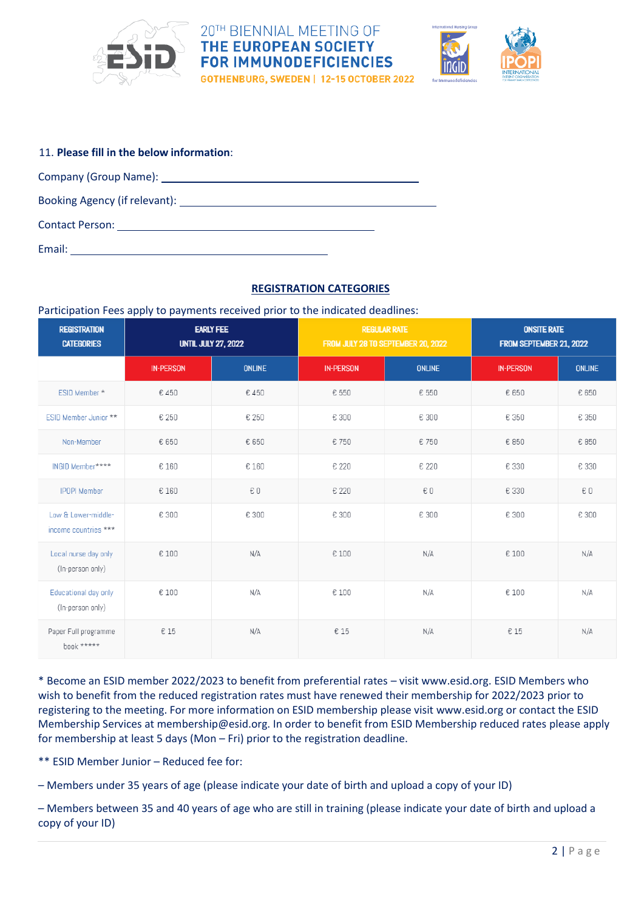11. **Please fill in the below information**:

Company (Group Name): \_\_\_\_\_\_\_\_\_\_\_\_\_\_\_\_\_\_\_\_\_\_\_\_\_\_\_\_\_\_\_\_\_\_\_\_\_\_\_\_

Booking Agency (if relevant): \_\_\_\_\_\_\_\_\_\_\_\_\_\_\_\_\_\_\_\_\_\_\_\_\_\_\_\_\_\_\_\_\_\_\_\_\_\_\_\_

Contact Person: \_\_\_\_\_\_\_\_\_\_\_\_\_\_\_\_\_\_\_\_\_\_\_\_\_\_\_\_\_\_\_\_\_\_\_\_\_\_\_\_

Email: \_\_\_\_\_\_\_\_\_\_\_\_\_\_\_\_\_\_\_\_\_\_\_\_\_\_\_\_\_\_\_\_\_\_\_\_\_\_\_\_

## REGISTRATION CATEGORIES

Participation Fees apply to payments received prior to the indicated deadlines:

| REGISTRATION CATEGORIES | EARLY FEE UNTIL JULY 27, 2022 | | REGULAR RATE FROM JULY 28 TO SEPTEMBER 20, 2022 | | ONSITE RATE FROM SEPTEMBER 21, 2022 | |
|---|---|---|---|---|---|---|
| | IN-PERSON | ONLINE | IN-PERSON | ONLINE | IN-PERSON | ONLINE |
| ESID Member * | € 450 | € 450 | € 550 | € 550 | € 650 | € 650 |
| ESID Member Junior ** | € 250 | € 250 | € 300 | € 300 | € 350 | € 350 |
| Non-Member | € 650 | € 650 | € 750 | € 750 | € 850 | € 850 |
| INGID Member**** | € 160 | € 160 | € 220 | € 220 | € 330 | € 330 |
| IPOPI Member | € 160 | € 0 | € 220 | € 0 | € 330 | € 0 |
| Low & Lower-middle-income countries *** | € 300 | € 300 | € 300 | € 300 | € 300 | € 300 |
| Local nurse day only (In-person only) | € 100 | N/A | € 100 | N/A | € 100 | N/A |
| Educational day only (In-person only) | € 100 | N/A | € 100 | N/A | € 100 | N/A |
| Paper Full programme book ***** | € 15 | N/A | € 15 | N/A | € 15 | N/A |

* Become an ESID member 2022/2023 to benefit from preferential rates – visit www.esid.org. ESID Members who wish to benefit from the reduced registration rates must have renewed their membership for 2022/2023 prior to registering to the meeting. For more information on ESID membership please visit www.esid.org or contact the ESID Membership Services at membership@esid.org. In order to benefit from ESID Membership reduced rates please apply for membership at least 5 days (Mon – Fri) prior to the registration deadline.

** ESID Member Junior – Reduced fee for:

– Members under 35 years of age (please indicate your date of birth and upload a copy of your ID)

– Members between 35 and 40 years of age who are still in training (please indicate your date of birth and upload a copy of your ID)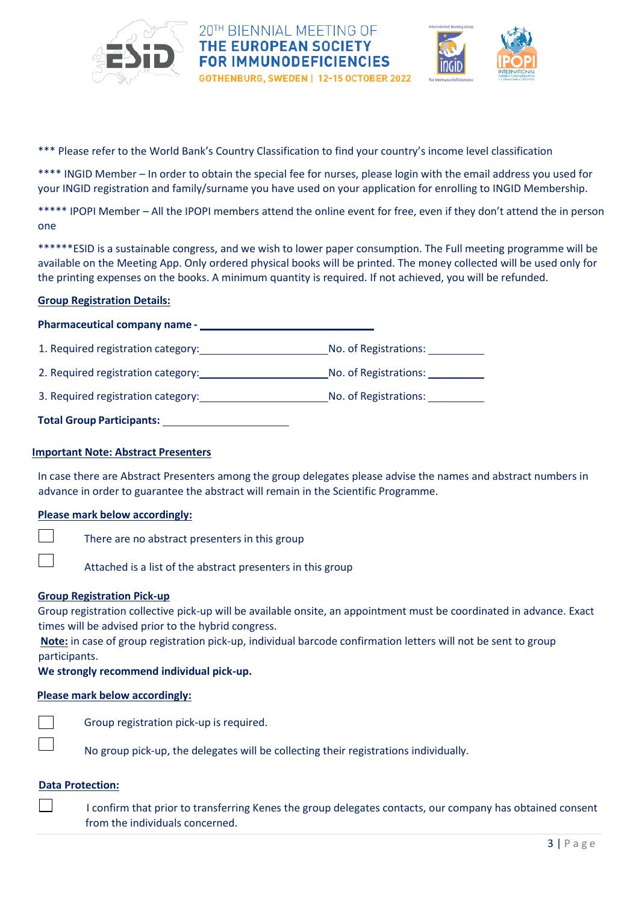*** Please refer to the World Bank's Country Classification to find your country's income level classification

**** INGID Member – In order to obtain the special fee for nurses, please login with the email address you used for your INGID registration and family/surname you have used on your application for enrolling to INGID Membership.

***** IPOPI Member – All the IPOPI members attend the online event for free, even if they don't attend the in person one

******ESID is a sustainable congress, and we wish to lower paper consumption. The Full meeting programme will be available on the Meeting App. Only ordered physical books will be printed. The money collected will be used only for the printing expenses on the books. A minimum quantity is required. If not achieved, you will be refunded.

**Group Registration Details:**

**Pharmaceutical company name -** ______________________________

1. Required registration category: ______________________ No. of Registrations: __________
2. Required registration category: ______________________ No. of Registrations: __________
3. Required registration category: ______________________ No. of Registrations: __________

**Total Group Participants:** ____________________

**Important Note: Abstract Presenters**

In case there are Abstract Presenters among the group delegates please advise the names and abstract numbers in advance in order to guarantee the abstract will remain in the Scientific Programme.

**Please mark below accordingly:**

☐ There are no abstract presenters in this group

☐ Attached is a list of the abstract presenters in this group

**Group Registration Pick-up**

Group registration collective pick-up will be available onsite, an appointment must be coordinated in advance. Exact times will be advised prior to the hybrid congress.

**Note:** in case of group registration pick-up, individual barcode confirmation letters will not be sent to group participants.

**We strongly recommend individual pick-up.**

**Please mark below accordingly:**

☐ Group registration pick-up is required.

☐ No group pick-up, the delegates will be collecting their registrations individually.

**Data Protection:**

☐ I confirm that prior to transferring Kenes the group delegates contacts, our company has obtained consent from the individuals concerned.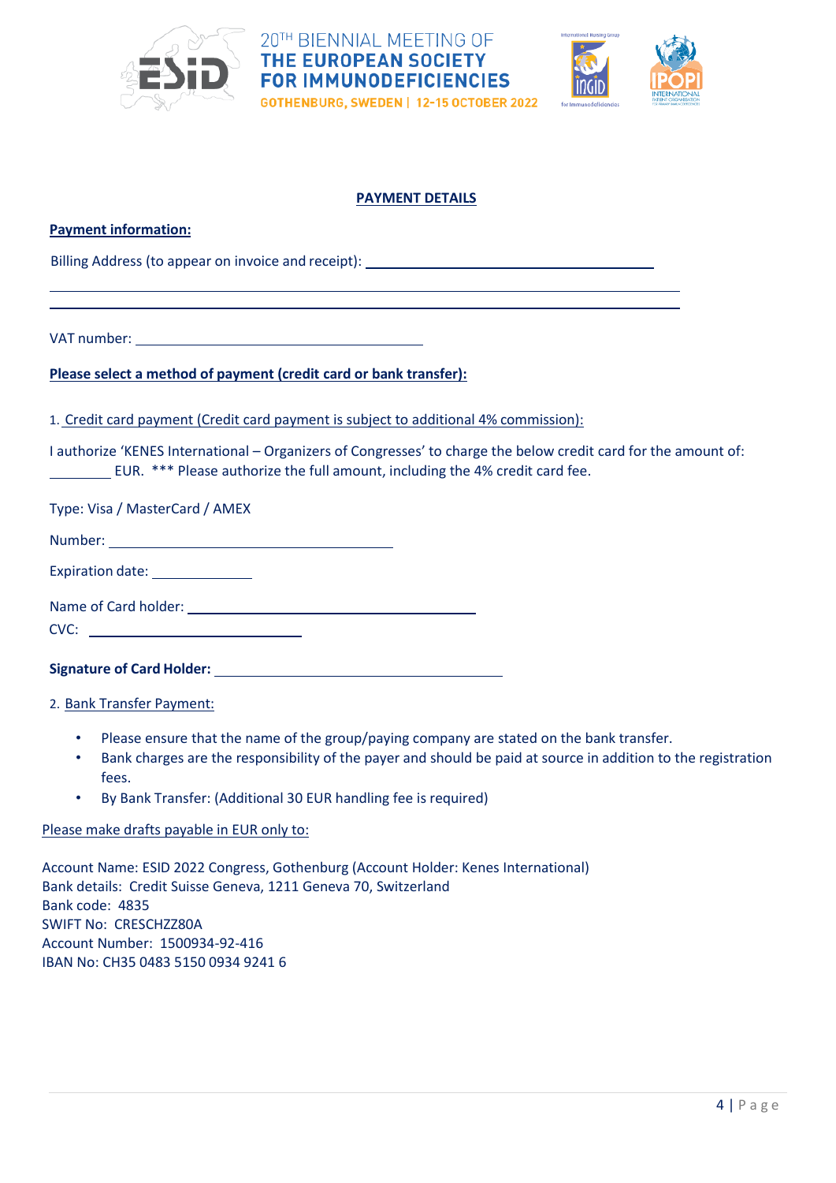20TH BIENNIAL MEETING OF THE EUROPEAN SOCIETY FOR IMMUNODEFICIENCIES
GOTHENBURG, SWEDEN | 12-15 OCTOBER 2022

## PAYMENT DETAILS

**Payment information:**

Billing Address (to appear on invoice and receipt): ______________________________

______________________________________________________________

______________________________________________________________

VAT number: ______________________________

**Please select a method of payment (credit card or bank transfer):**

1. Credit card payment (Credit card payment is subject to additional 4% commission):

I authorize 'KENES International – Organizers of Congresses' to charge the below credit card for the amount of: ________ EUR. *** Please authorize the full amount, including the 4% credit card fee.

Type: Visa / MasterCard / AMEX

Number: ______________________________

Expiration date: ____________

Name of Card holder: ______________________________

CVC: ____________________

**Signature of Card Holder:** ______________________________

2. Bank Transfer Payment:

- Please ensure that the name of the group/paying company are stated on the bank transfer.
- Bank charges are the responsibility of the payer and should be paid at source in addition to the registration fees.
- By Bank Transfer: (Additional 30 EUR handling fee is required)

Please make drafts payable in EUR only to:

Account Name: ESID 2022 Congress, Gothenburg (Account Holder: Kenes International)
Bank details: Credit Suisse Geneva, 1211 Geneva 70, Switzerland
Bank code: 4835
SWIFT No: CRESCHZZ80A
Account Number: 1500934-92-416
IBAN No: CH35 0483 5150 0934 9241 6